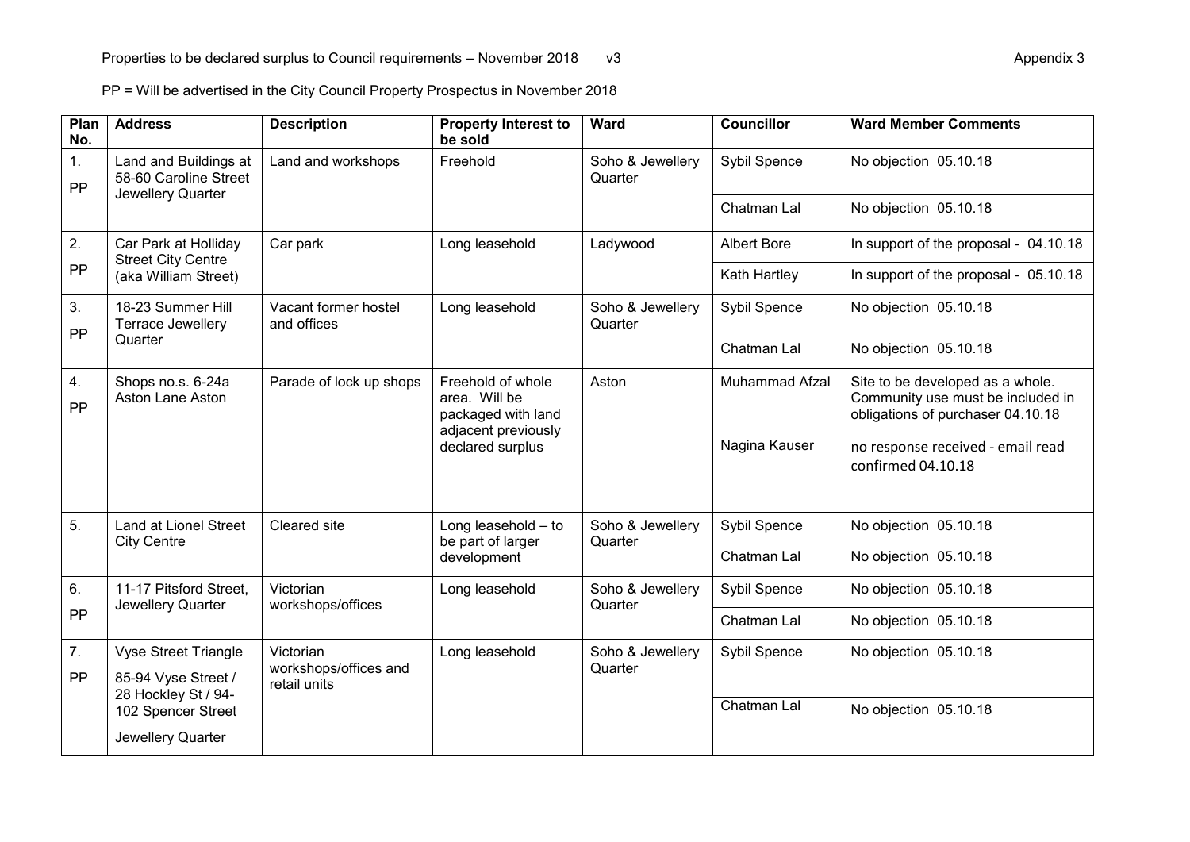Properties to be declared surplus to Council requirements – November 2018 v3

Appendix 3

PP = Will be advertised in the City Council Property Prospectus in November 2018

| Plan No. | Address | Description | Property Interest to be sold | Ward | Councillor | Ward Member Comments |
|---|---|---|---|---|---|---|
| 1. PP | Land and Buildings at 58-60 Caroline Street Jewellery Quarter | Land and workshops | Freehold | Soho & Jewellery Quarter | Sybil Spence | No objection 05.10.18 |
| | | | | | Chatman Lal | No objection 05.10.18 |
| 2. PP | Car Park at Holliday Street City Centre (aka William Street) | Car park | Long leasehold | Ladywood | Albert Bore | In support of the proposal - 04.10.18 |
| | | | | | Kath Hartley | In support of the proposal - 05.10.18 |
| 3. PP | 18-23 Summer Hill Terrace Jewellery Quarter | Vacant former hostel and offices | Long leasehold | Soho & Jewellery Quarter | Sybil Spence | No objection 05.10.18 |
| | | | | | Chatman Lal | No objection 05.10.18 |
| 4. PP | Shops no.s. 6-24a Aston Lane Aston | Parade of lock up shops | Freehold of whole area. Will be packaged with land adjacent previously declared surplus | Aston | Muhammad Afzal | Site to be developed as a whole. Community use must be included in obligations of purchaser 04.10.18 |
| | | | | | Nagina Kauser | no response received - email read confirmed 04.10.18 |
| 5. | Land at Lionel Street City Centre | Cleared site | Long leasehold – to be part of larger development | Soho & Jewellery Quarter | Sybil Spence | No objection 05.10.18 |
| | | | | | Chatman Lal | No objection 05.10.18 |
| 6. PP | 11-17 Pitsford Street, Jewellery Quarter | Victorian workshops/offices | Long leasehold | Soho & Jewellery Quarter | Sybil Spence | No objection 05.10.18 |
| | | | | | Chatman Lal | No objection 05.10.18 |
| 7. PP | Vyse Street Triangle 85-94 Vyse Street / 28 Hockley St / 94-102 Spencer Street Jewellery Quarter | Victorian workshops/offices and retail units | Long leasehold | Soho & Jewellery Quarter | Sybil Spence | No objection 05.10.18 |
| | | | | | Chatman Lal | No objection 05.10.18 |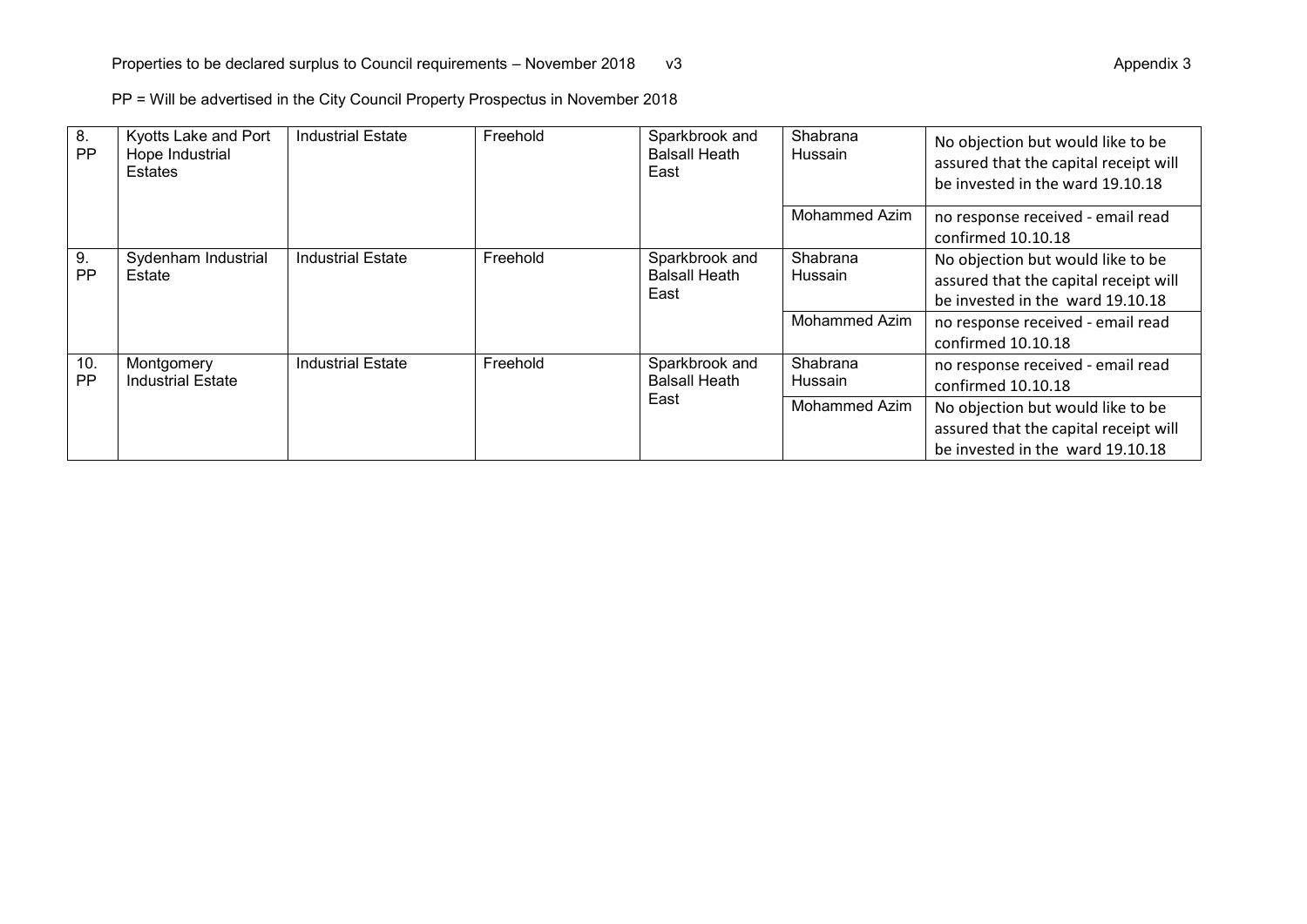Properties to be declared surplus to Council requirements – November 2018 v3

Appendix 3

PP = Will be advertised in the City Council Property Prospectus in November 2018

| | | | | | | |
|---|---|---|---|---|---|---|
| 8. PP | Kyotts Lake and Port Hope Industrial Estates | Industrial Estate | Freehold | Sparkbrook and Balsall Heath East | Shabrana Hussain | No objection but would like to be assured that the capital receipt will be invested in the ward 19.10.18 |
| | | | | | Mohammed Azim | no response received - email read confirmed 10.10.18 |
| 9. PP | Sydenham Industrial Estate | Industrial Estate | Freehold | Sparkbrook and Balsall Heath East | Shabrana Hussain | No objection but would like to be assured that the capital receipt will be invested in the ward 19.10.18 |
| | | | | | Mohammed Azim | no response received - email read confirmed 10.10.18 |
| 10. PP | Montgomery Industrial Estate | Industrial Estate | Freehold | Sparkbrook and Balsall Heath East | Shabrana Hussain | no response received - email read confirmed 10.10.18 |
| | | | | | Mohammed Azim | No objection but would like to be assured that the capital receipt will be invested in the ward 19.10.18 |